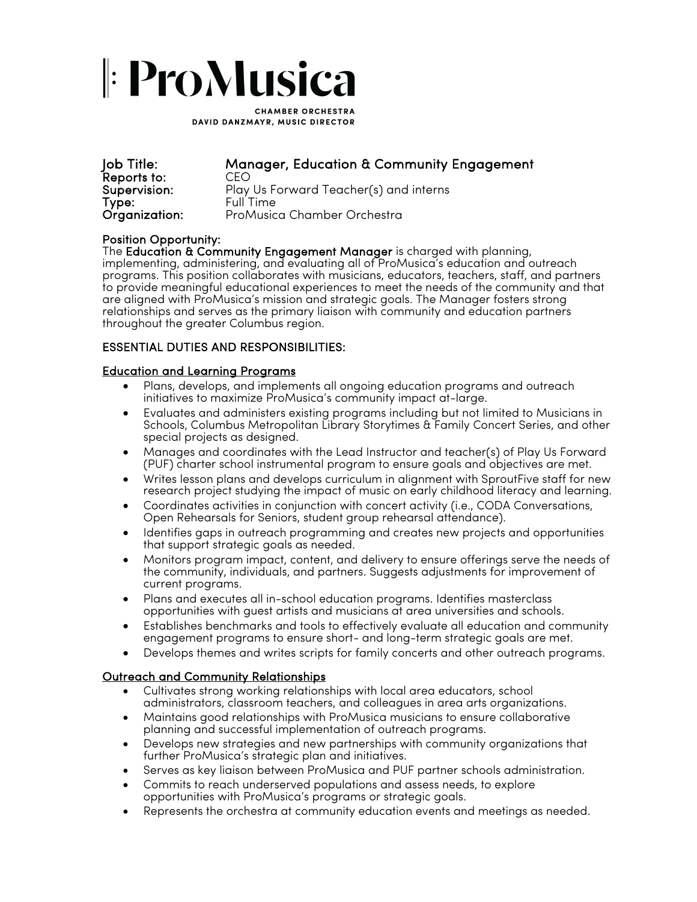# ProMusica

CHAMBER ORCHESTRA
DAVID DANZMAYR, MUSIC DIRECTOR

**Job Title:** Manager, Education & Community Engagement
**Reports to:** CEO
**Supervision:** Play Us Forward Teacher(s) and interns
**Type:** Full Time
**Organization:** ProMusica Chamber Orchestra

**Position Opportunity:**
The **Education & Community Engagement Manager** is charged with planning, implementing, administering, and evaluating all of ProMusica's education and outreach programs. This position collaborates with musicians, educators, teachers, staff, and partners to provide meaningful educational experiences to meet the needs of the community and that are aligned with ProMusica's mission and strategic goals. The Manager fosters strong relationships and serves as the primary liaison with community and education partners throughout the greater Columbus region.

## ESSENTIAL DUTIES AND RESPONSIBILITIES:

### Education and Learning Programs

- Plans, develops, and implements all ongoing education programs and outreach initiatives to maximize ProMusica's community impact at-large.
- Evaluates and administers existing programs including but not limited to Musicians in Schools, Columbus Metropolitan Library Storytimes & Family Concert Series, and other special projects as designed.
- Manages and coordinates with the Lead Instructor and teacher(s) of Play Us Forward (PUF) charter school instrumental program to ensure goals and objectives are met.
- Writes lesson plans and develops curriculum in alignment with SproutFive staff for new research project studying the impact of music on early childhood literacy and learning.
- Coordinates activities in conjunction with concert activity (i.e., CODA Conversations, Open Rehearsals for Seniors, student group rehearsal attendance).
- Identifies gaps in outreach programming and creates new projects and opportunities that support strategic goals as needed.
- Monitors program impact, content, and delivery to ensure offerings serve the needs of the community, individuals, and partners. Suggests adjustments for improvement of current programs.
- Plans and executes all in-school education programs. Identifies masterclass opportunities with guest artists and musicians at area universities and schools.
- Establishes benchmarks and tools to effectively evaluate all education and community engagement programs to ensure short- and long-term strategic goals are met.
- Develops themes and writes scripts for family concerts and other outreach programs.

### Outreach and Community Relationships

- Cultivates strong working relationships with local area educators, school administrators, classroom teachers, and colleagues in area arts organizations.
- Maintains good relationships with ProMusica musicians to ensure collaborative planning and successful implementation of outreach programs.
- Develops new strategies and new partnerships with community organizations that further ProMusica's strategic plan and initiatives.
- Serves as key liaison between ProMusica and PUF partner schools administration.
- Commits to reach underserved populations and assess needs, to explore opportunities with ProMusica's programs or strategic goals.
- Represents the orchestra at community education events and meetings as needed.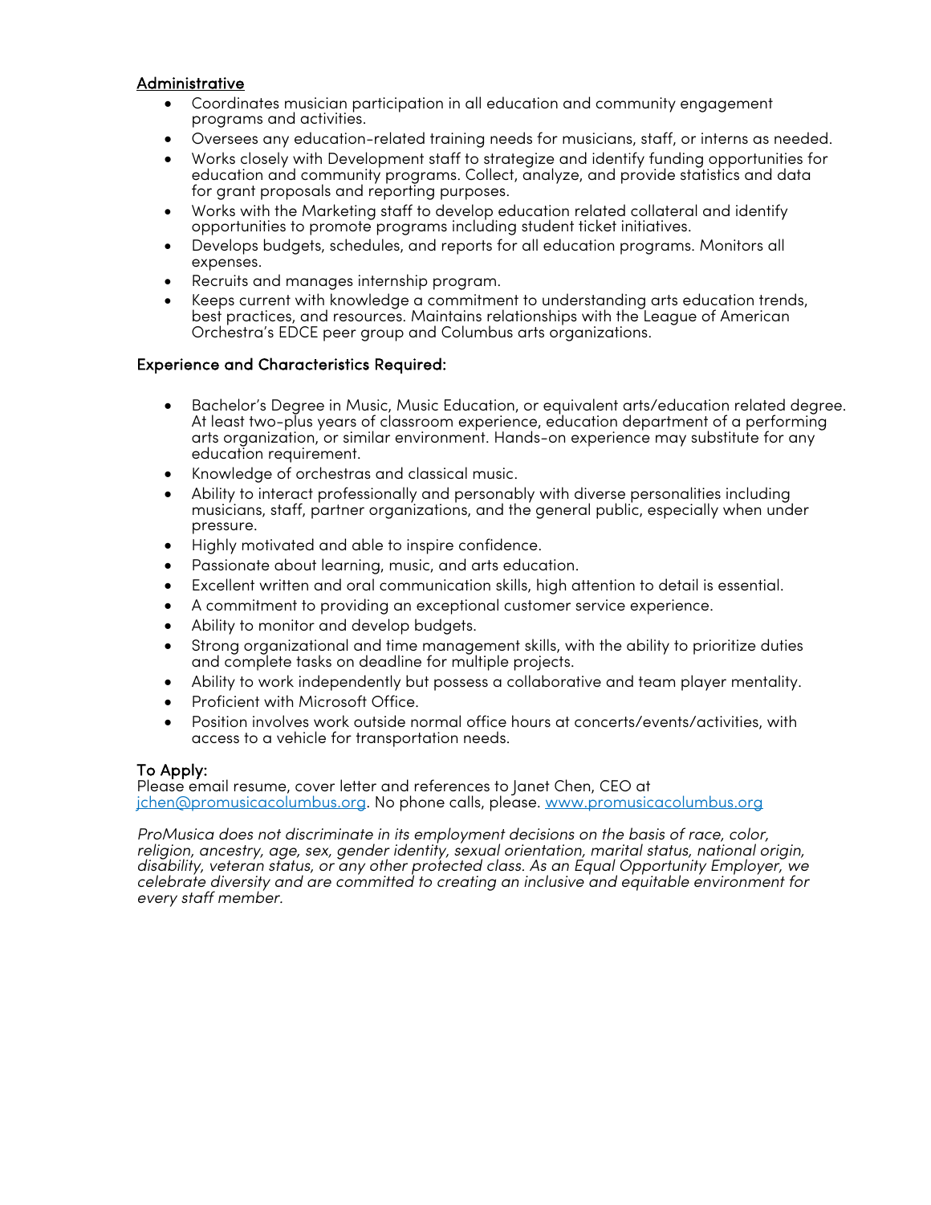## Administrative

- Coordinates musician participation in all education and community engagement programs and activities.
- Oversees any education-related training needs for musicians, staff, or interns as needed.
- Works closely with Development staff to strategize and identify funding opportunities for education and community programs. Collect, analyze, and provide statistics and data for grant proposals and reporting purposes.
- Works with the Marketing staff to develop education related collateral and identify opportunities to promote programs including student ticket initiatives.
- Develops budgets, schedules, and reports for all education programs. Monitors all expenses.
- Recruits and manages internship program.
- Keeps current with knowledge a commitment to understanding arts education trends, best practices, and resources. Maintains relationships with the League of American Orchestra's EDCE peer group and Columbus arts organizations.

## Experience and Characteristics Required:

- Bachelor's Degree in Music, Music Education, or equivalent arts/education related degree. At least two-plus years of classroom experience, education department of a performing arts organization, or similar environment. Hands-on experience may substitute for any education requirement.
- Knowledge of orchestras and classical music.
- Ability to interact professionally and personably with diverse personalities including musicians, staff, partner organizations, and the general public, especially when under pressure.
- Highly motivated and able to inspire confidence.
- Passionate about learning, music, and arts education.
- Excellent written and oral communication skills, high attention to detail is essential.
- A commitment to providing an exceptional customer service experience.
- Ability to monitor and develop budgets.
- Strong organizational and time management skills, with the ability to prioritize duties and complete tasks on deadline for multiple projects.
- Ability to work independently but possess a collaborative and team player mentality.
- Proficient with Microsoft Office.
- Position involves work outside normal office hours at concerts/events/activities, with access to a vehicle for transportation needs.

## To Apply:

Please email resume, cover letter and references to Janet Chen, CEO at jchen@promusicacolumbus.org. No phone calls, please. www.promusicacolumbus.org

*ProMusica does not discriminate in its employment decisions on the basis of race, color, religion, ancestry, age, sex, gender identity, sexual orientation, marital status, national origin, disability, veteran status, or any other protected class. As an Equal Opportunity Employer, we celebrate diversity and are committed to creating an inclusive and equitable environment for every staff member.*